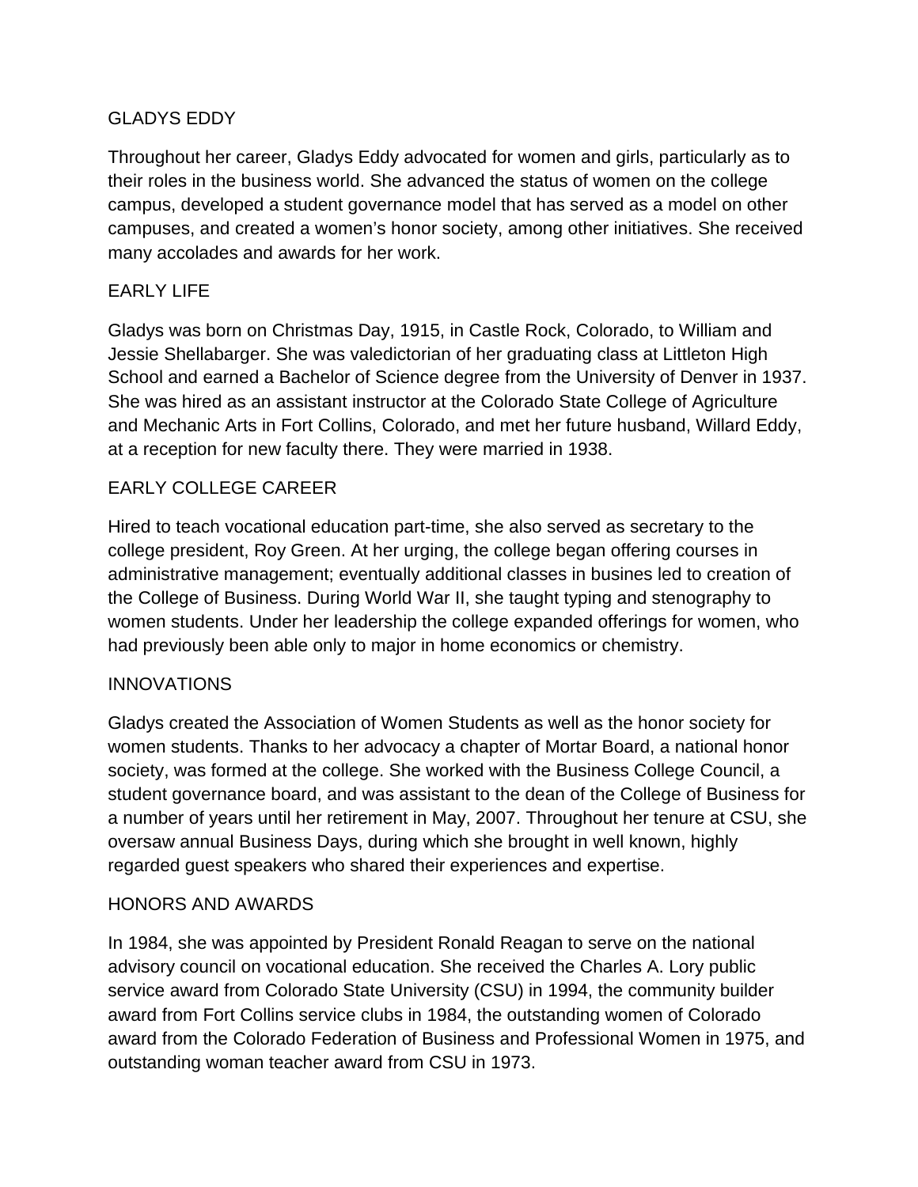# GLADYS EDDY

Throughout her career, Gladys Eddy advocated for women and girls, particularly as to their roles in the business world. She advanced the status of women on the college campus, developed a student governance model that has served as a model on other campuses, and created a women's honor society, among other initiatives. She received many accolades and awards for her work.

## EARLY LIFE

Gladys was born on Christmas Day, 1915, in Castle Rock, Colorado, to William and Jessie Shellabarger. She was valedictorian of her graduating class at Littleton High School and earned a Bachelor of Science degree from the University of Denver in 1937. She was hired as an assistant instructor at the Colorado State College of Agriculture and Mechanic Arts in Fort Collins, Colorado, and met her future husband, Willard Eddy, at a reception for new faculty there. They were married in 1938.

## EARLY COLLEGE CAREER

Hired to teach vocational education part-time, she also served as secretary to the college president, Roy Green. At her urging, the college began offering courses in administrative management; eventually additional classes in busines led to creation of the College of Business. During World War II, she taught typing and stenography to women students. Under her leadership the college expanded offerings for women, who had previously been able only to major in home economics or chemistry.

## INNOVATIONS

Gladys created the Association of Women Students as well as the honor society for women students. Thanks to her advocacy a chapter of Mortar Board, a national honor society, was formed at the college. She worked with the Business College Council, a student governance board, and was assistant to the dean of the College of Business for a number of years until her retirement in May, 2007. Throughout her tenure at CSU, she oversaw annual Business Days, during which she brought in well known, highly regarded guest speakers who shared their experiences and expertise.

## HONORS AND AWARDS

In 1984, she was appointed by President Ronald Reagan to serve on the national advisory council on vocational education. She received the Charles A. Lory public service award from Colorado State University (CSU) in 1994, the community builder award from Fort Collins service clubs in 1984, the outstanding women of Colorado award from the Colorado Federation of Business and Professional Women in 1975, and outstanding woman teacher award from CSU in 1973.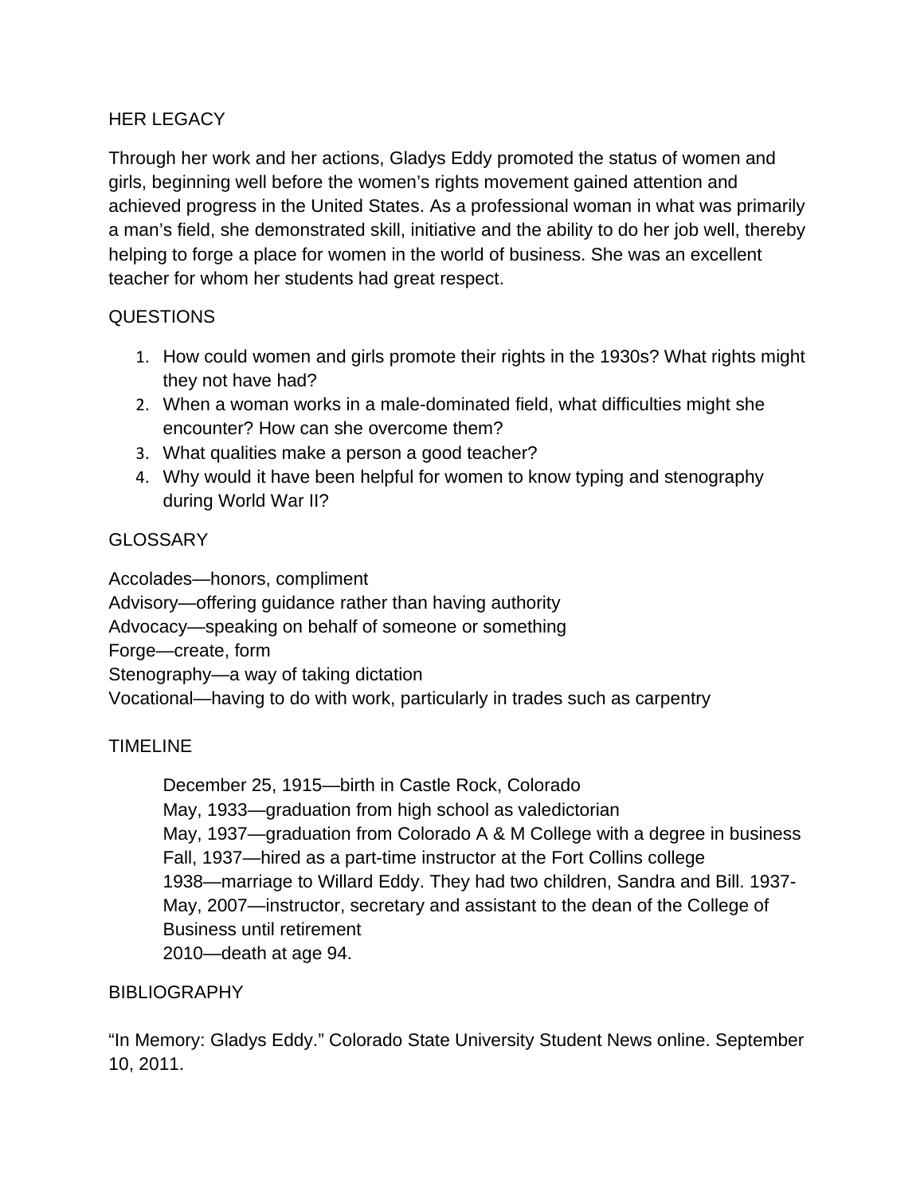## HER LEGACY

Through her work and her actions, Gladys Eddy promoted the status of women and girls, beginning well before the women's rights movement gained attention and achieved progress in the United States. As a professional woman in what was primarily a man's field, she demonstrated skill, initiative and the ability to do her job well, thereby helping to forge a place for women in the world of business. She was an excellent teacher for whom her students had great respect.

## QUESTIONS

1. How could women and girls promote their rights in the 1930s? What rights might they not have had?
2. When a woman works in a male-dominated field, what difficulties might she encounter? How can she overcome them?
3. What qualities make a person a good teacher?
4. Why would it have been helpful for women to know typing and stenography during World War II?

## GLOSSARY

Accolades—honors, compliment
Advisory—offering guidance rather than having authority
Advocacy—speaking on behalf of someone or something
Forge—create, form
Stenography—a way of taking dictation
Vocational—having to do with work, particularly in trades such as carpentry

## TIMELINE

December 25, 1915—birth in Castle Rock, Colorado
May, 1933—graduation from high school as valedictorian
May, 1937—graduation from Colorado A & M College with a degree in business
Fall, 1937—hired as a part-time instructor at the Fort Collins college
1938—marriage to Willard Eddy. They had two children, Sandra and Bill. 1937-May, 2007—instructor, secretary and assistant to the dean of the College of Business until retirement
2010—death at age 94.

## BIBLIOGRAPHY

"In Memory: Gladys Eddy." Colorado State University Student News online. September 10, 2011.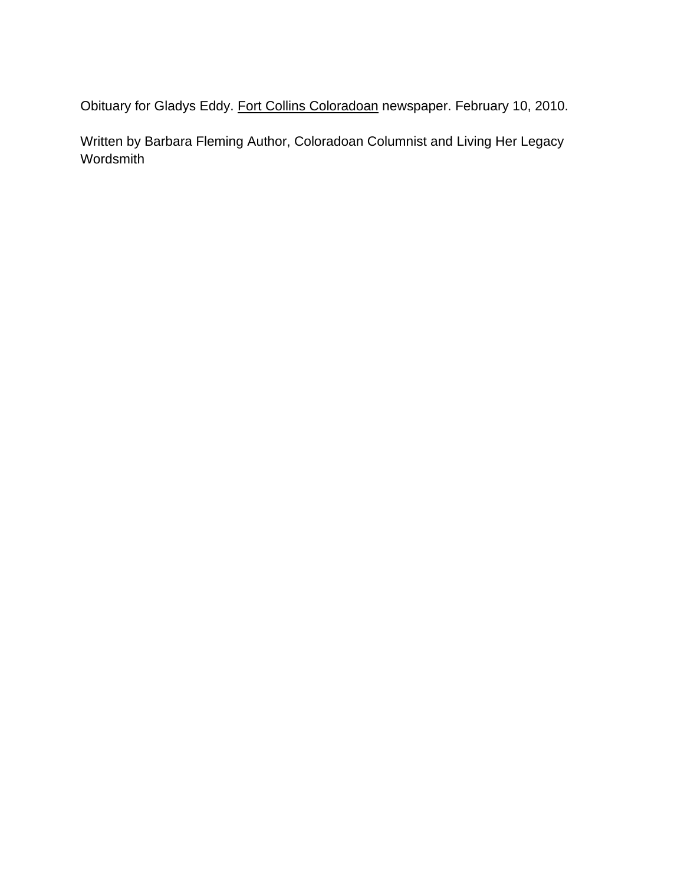Obituary for Gladys Eddy. Fort Collins Coloradoan newspaper. February 10, 2010.

Written by Barbara Fleming Author, Coloradoan Columnist and Living Her Legacy Wordsmith